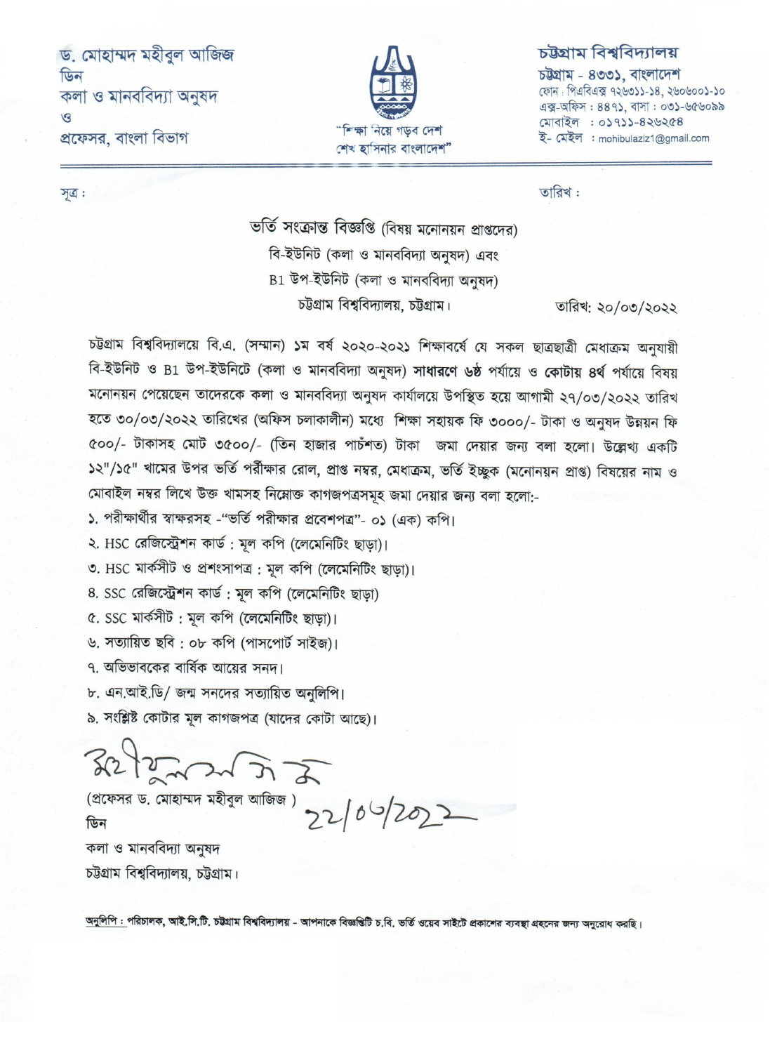ড. মোহাম্মদ মহীবুল আজিজ
ডিন
কলা ও মানববিদ্যা অনুষদ
ও
প্রফেসর, বাংলা বিভাগ

"শিক্ষা নিয়ে গড়ব দেশ
শেখ হাসিনার বাংলাদেশ"

চট্টগ্রাম বিশ্ববিদ্যালয়
চট্টগ্রাম - ৪৩৩১, বাংলাদেশ
ফোন : পিএবিএক্স ৭২৬৩১১-১৪, ২৬০৬০০১-১০
এক্স-অফিস : ৪৪৭১, বাসা : ০৩১-৬৫৬০৯৯
মোবাইল : ০১৭১১-৪২৬২৫৪
ই- মেইল : mohibulaziz1@gmail.com

সূত্র : তারিখ :

ভর্তি সংক্রান্ত বিজ্ঞপ্তি (বিষয় মনোনয়ন প্রাপ্তদের)
বি-ইউনিট (কলা ও মানববিদ্যা অনুষদ) এবং
B1 উপ-ইউনিট (কলা ও মানববিদ্যা অনুষদ)
চট্টগ্রাম বিশ্ববিদ্যালয়, চট্টগ্রাম।

তারিখ: ২০/০৩/২০২২

চট্টগ্রাম বিশ্ববিদ্যালয়ে বি.এ. (সম্মান) ১ম বর্ষ ২০২০-২০২১ শিক্ষাবর্ষে যে সকল ছাত্রছাত্রী মেধাক্রম অনুযায়ী বি-ইউনিট ও B1 উপ-ইউনিটে (কলা ও মানববিদ্যা অনুষদ) **সাধারণে ৬ষ্ঠ** পর্যায়ে ও **কোটায় ৪র্থ** পর্যায়ে বিষয় মনোনয়ন পেয়েছেন তাদেরকে কলা ও মানববিদ্যা অনুষদ কার্যালয়ে উপস্থিত হয়ে আগামী ২৭/০৩/২০২২ তারিখ হতে ৩০/০৩/২০২২ তারিখের (অফিস চলাকালীন) মধ্যে শিক্ষা সহায়ক ফি ৩০০০/- টাকা ও অনুষদ উন্নয়ন ফি ৫০০/- টাকাসহ মোট ৩৫০০/- (তিন হাজার পাচঁশত) টাকা জমা দেয়ার জন্য বলা হলো। উল্লেখ্য একটি ১২"/১৫" খামের উপর ভর্তি পরীক্ষার রোল, প্রাপ্ত নম্বর, মেধাক্রম, ভর্তি ইচ্ছুক (মনোনয়ন প্রাপ্ত) বিষয়ের নাম ও মোবাইল নম্বর লিখে উক্ত খামসহ নিম্নোক্ত কাগজপত্রসমূহ জমা দেয়ার জন্য বলা হলো:-

১. পরীক্ষার্থীর স্বাক্ষরসহ -"ভর্তি পরীক্ষার প্রবেশপত্র"- ০১ (এক) কপি।
২. HSC রেজিস্ট্রেশন কার্ড : মূল কপি (লেমেনিটিং ছাড়া)।
৩. HSC মার্কসীট ও প্রশংসাপত্র : মূল কপি (লেমেনিটিং ছাড়া)।
৪. SSC রেজিস্ট্রেশন কার্ড : মূল কপি (লেমেনিটিং ছাড়া)
৫. SSC মার্কসীট : মূল কপি (লেমেনিটিং ছাড়া)।
৬. সত্যায়িত ছবি : ০৮ কপি (পাসপোর্ট সাইজ)।
৭. অভিভাবকের বার্ষিক আয়ের সনদ।
৮. এন.আই.ডি/ জন্ম সনদের সত্যায়িত অনুলিপি।
৯. সংশ্লিষ্ট কোটার মূল কাগজপত্র (যাদের কোটা আছে)।

22/03/2022

(প্রফেসর ড. মোহাম্মদ মহীবুল আজিজ )
ডিন
কলা ও মানববিদ্যা অনুষদ
চট্টগ্রাম বিশ্ববিদ্যালয়, চট্টগ্রাম।

অনুলিপি : পরিচালক, আই.সি.টি. চট্টগ্রাম বিশ্ববিদ্যালয় - আপনাকে বিজ্ঞপ্তিটি চ.বি. ভর্তি ওয়েব সাইটে প্রকাশের ব্যবস্থা গ্রহনের জন্য অনুরোধ করছি।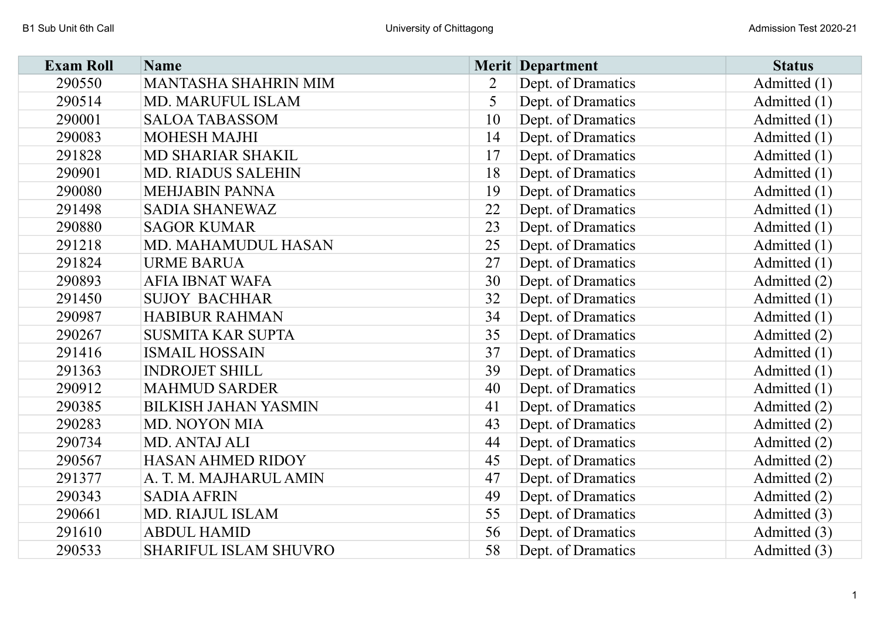| Exam Roll | Name | Merit | Department | Status |
|---|---|---|---|---|
| 290550 | MANTASHA SHAHRIN MIM | 2 | Dept. of Dramatics | Admitted (1) |
| 290514 | MD. MARUFUL ISLAM | 5 | Dept. of Dramatics | Admitted (1) |
| 290001 | SALOA TABASSOM | 10 | Dept. of Dramatics | Admitted (1) |
| 290083 | MOHESH MAJHI | 14 | Dept. of Dramatics | Admitted (1) |
| 291828 | MD SHARIAR SHAKIL | 17 | Dept. of Dramatics | Admitted (1) |
| 290901 | MD. RIADUS SALEHIN | 18 | Dept. of Dramatics | Admitted (1) |
| 290080 | MEHJABIN PANNA | 19 | Dept. of Dramatics | Admitted (1) |
| 291498 | SADIA SHANEWAZ | 22 | Dept. of Dramatics | Admitted (1) |
| 290880 | SAGOR KUMAR | 23 | Dept. of Dramatics | Admitted (1) |
| 291218 | MD. MAHAMUDUL HASAN | 25 | Dept. of Dramatics | Admitted (1) |
| 291824 | URME BARUA | 27 | Dept. of Dramatics | Admitted (1) |
| 290893 | AFIA IBNAT WAFA | 30 | Dept. of Dramatics | Admitted (2) |
| 291450 | SUJOY BACHHAR | 32 | Dept. of Dramatics | Admitted (1) |
| 290987 | HABIBUR RAHMAN | 34 | Dept. of Dramatics | Admitted (1) |
| 290267 | SUSMITA KAR SUPTA | 35 | Dept. of Dramatics | Admitted (2) |
| 291416 | ISMAIL HOSSAIN | 37 | Dept. of Dramatics | Admitted (1) |
| 291363 | INDROJET SHILL | 39 | Dept. of Dramatics | Admitted (1) |
| 290912 | MAHMUD SARDER | 40 | Dept. of Dramatics | Admitted (1) |
| 290385 | BILKISH JAHAN YASMIN | 41 | Dept. of Dramatics | Admitted (2) |
| 290283 | MD. NOYON MIA | 43 | Dept. of Dramatics | Admitted (2) |
| 290734 | MD. ANTAJ ALI | 44 | Dept. of Dramatics | Admitted (2) |
| 290567 | HASAN AHMED RIDOY | 45 | Dept. of Dramatics | Admitted (2) |
| 291377 | A. T. M. MAJHARUL AMIN | 47 | Dept. of Dramatics | Admitted (2) |
| 290343 | SADIA AFRIN | 49 | Dept. of Dramatics | Admitted (2) |
| 290661 | MD. RIAJUL ISLAM | 55 | Dept. of Dramatics | Admitted (3) |
| 291610 | ABDUL HAMID | 56 | Dept. of Dramatics | Admitted (3) |
| 290533 | SHARIFUL ISLAM SHUVRO | 58 | Dept. of Dramatics | Admitted (3) |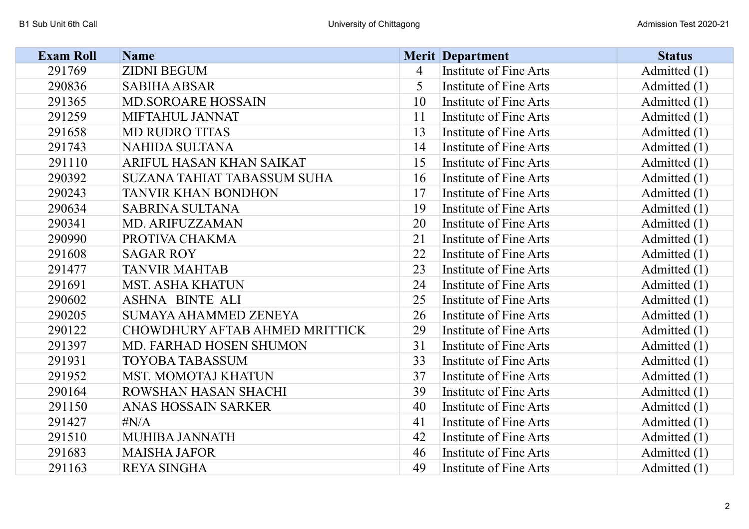| Exam Roll | Name | Merit | Department | Status |
| --- | --- | --- | --- | --- |
| 291769 | ZIDNI BEGUM | 4 | Institute of Fine Arts | Admitted (1) |
| 290836 | SABIHA ABSAR | 5 | Institute of Fine Arts | Admitted (1) |
| 291365 | MD.SOROARE HOSSAIN | 10 | Institute of Fine Arts | Admitted (1) |
| 291259 | MIFTAHUL JANNAT | 11 | Institute of Fine Arts | Admitted (1) |
| 291658 | MD RUDRO TITAS | 13 | Institute of Fine Arts | Admitted (1) |
| 291743 | NAHIDA SULTANA | 14 | Institute of Fine Arts | Admitted (1) |
| 291110 | ARIFUL HASAN KHAN SAIKAT | 15 | Institute of Fine Arts | Admitted (1) |
| 290392 | SUZANA TAHIAT TABASSUM SUHA | 16 | Institute of Fine Arts | Admitted (1) |
| 290243 | TANVIR KHAN BONDHON | 17 | Institute of Fine Arts | Admitted (1) |
| 290634 | SABRINA SULTANA | 19 | Institute of Fine Arts | Admitted (1) |
| 290341 | MD. ARIFUZZAMAN | 20 | Institute of Fine Arts | Admitted (1) |
| 290990 | PROTIVA CHAKMA | 21 | Institute of Fine Arts | Admitted (1) |
| 291608 | SAGAR ROY | 22 | Institute of Fine Arts | Admitted (1) |
| 291477 | TANVIR MAHTAB | 23 | Institute of Fine Arts | Admitted (1) |
| 291691 | MST. ASHA KHATUN | 24 | Institute of Fine Arts | Admitted (1) |
| 290602 | ASHNA BINTE ALI | 25 | Institute of Fine Arts | Admitted (1) |
| 290205 | SUMAYA AHAMMED ZENEYA | 26 | Institute of Fine Arts | Admitted (1) |
| 290122 | CHOWDHURY AFTAB AHMED MRITTICK | 29 | Institute of Fine Arts | Admitted (1) |
| 291397 | MD. FARHAD HOSEN SHUMON | 31 | Institute of Fine Arts | Admitted (1) |
| 291931 | TOYOBA TABASSUM | 33 | Institute of Fine Arts | Admitted (1) |
| 291952 | MST. MOMOTAJ KHATUN | 37 | Institute of Fine Arts | Admitted (1) |
| 290164 | ROWSHAN HASAN SHACHI | 39 | Institute of Fine Arts | Admitted (1) |
| 291150 | ANAS HOSSAIN SARKER | 40 | Institute of Fine Arts | Admitted (1) |
| 291427 | #N/A | 41 | Institute of Fine Arts | Admitted (1) |
| 291510 | MUHIBA JANNATH | 42 | Institute of Fine Arts | Admitted (1) |
| 291683 | MAISHA JAFOR | 46 | Institute of Fine Arts | Admitted (1) |
| 291163 | REYA SINGHA | 49 | Institute of Fine Arts | Admitted (1) |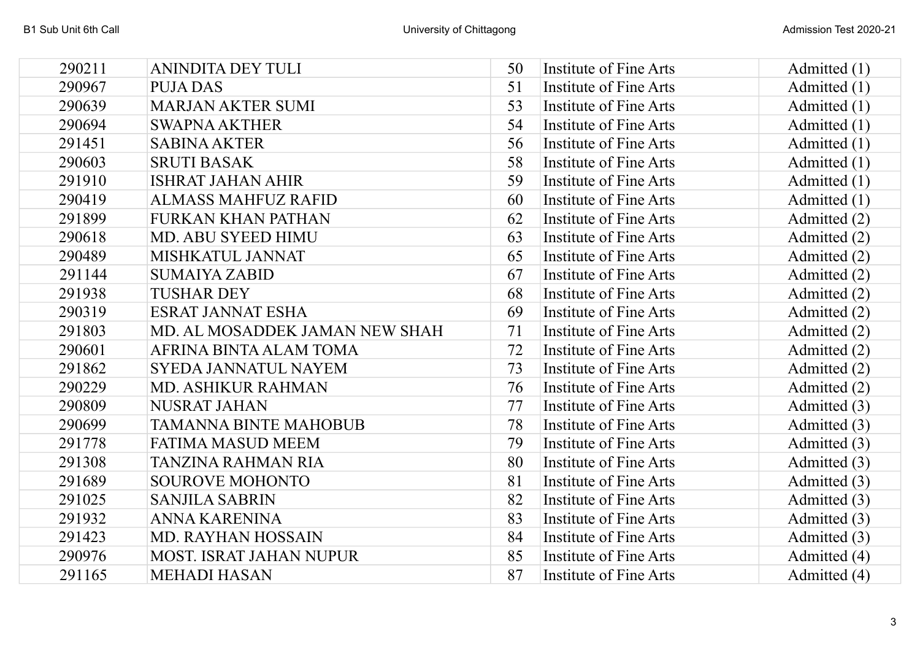| | | | | |
|---|---|---|---|---|
| 290211 | ANINDITA DEY TULI | 50 | Institute of Fine Arts | Admitted (1) |
| 290967 | PUJA DAS | 51 | Institute of Fine Arts | Admitted (1) |
| 290639 | MARJAN AKTER SUMI | 53 | Institute of Fine Arts | Admitted (1) |
| 290694 | SWAPNA AKTHER | 54 | Institute of Fine Arts | Admitted (1) |
| 291451 | SABINA AKTER | 56 | Institute of Fine Arts | Admitted (1) |
| 290603 | SRUTI BASAK | 58 | Institute of Fine Arts | Admitted (1) |
| 291910 | ISHRAT JAHAN AHIR | 59 | Institute of Fine Arts | Admitted (1) |
| 290419 | ALMASS MAHFUZ RAFID | 60 | Institute of Fine Arts | Admitted (1) |
| 291899 | FURKAN KHAN PATHAN | 62 | Institute of Fine Arts | Admitted (2) |
| 290618 | MD. ABU SYEED HIMU | 63 | Institute of Fine Arts | Admitted (2) |
| 290489 | MISHKATUL JANNAT | 65 | Institute of Fine Arts | Admitted (2) |
| 291144 | SUMAIYA ZABID | 67 | Institute of Fine Arts | Admitted (2) |
| 291938 | TUSHAR DEY | 68 | Institute of Fine Arts | Admitted (2) |
| 290319 | ESRAT JANNAT ESHA | 69 | Institute of Fine Arts | Admitted (2) |
| 291803 | MD. AL MOSADDEK JAMAN NEW SHAH | 71 | Institute of Fine Arts | Admitted (2) |
| 290601 | AFRINA BINTA ALAM TOMA | 72 | Institute of Fine Arts | Admitted (2) |
| 291862 | SYEDA JANNATUL NAYEM | 73 | Institute of Fine Arts | Admitted (2) |
| 290229 | MD. ASHIKUR RAHMAN | 76 | Institute of Fine Arts | Admitted (2) |
| 290809 | NUSRAT JAHAN | 77 | Institute of Fine Arts | Admitted (3) |
| 290699 | TAMANNA BINTE MAHOBUB | 78 | Institute of Fine Arts | Admitted (3) |
| 291778 | FATIMA MASUD MEEM | 79 | Institute of Fine Arts | Admitted (3) |
| 291308 | TANZINA RAHMAN RIA | 80 | Institute of Fine Arts | Admitted (3) |
| 291689 | SOUROVE MOHONTO | 81 | Institute of Fine Arts | Admitted (3) |
| 291025 | SANJILA SABRIN | 82 | Institute of Fine Arts | Admitted (3) |
| 291932 | ANNA KARENINA | 83 | Institute of Fine Arts | Admitted (3) |
| 291423 | MD. RAYHAN HOSSAIN | 84 | Institute of Fine Arts | Admitted (3) |
| 290976 | MOST. ISRAT JAHAN NUPUR | 85 | Institute of Fine Arts | Admitted (4) |
| 291165 | MEHADI HASAN | 87 | Institute of Fine Arts | Admitted (4) |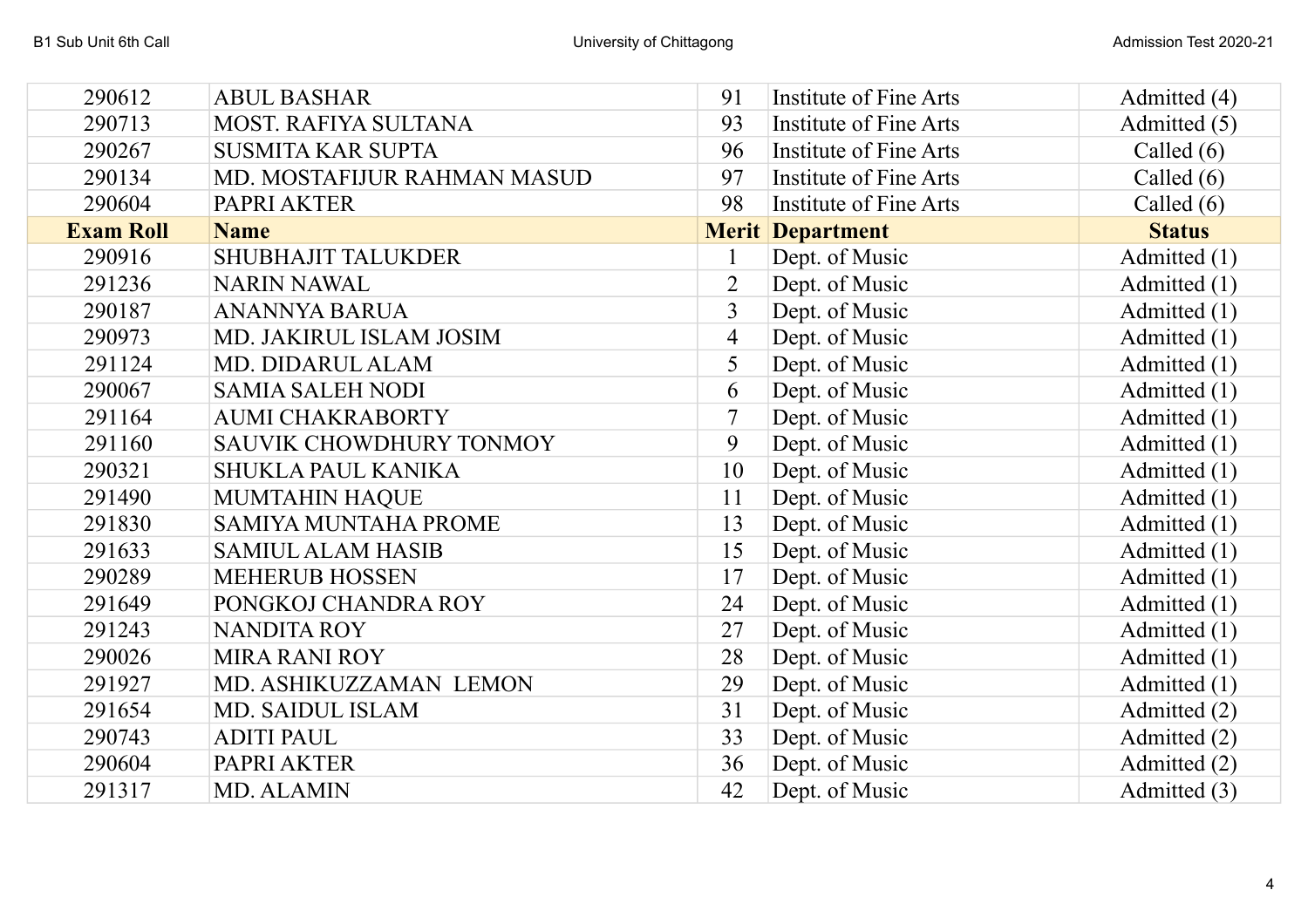| | | | | |
|---|---|---|---|---|
| 290612 | ABUL BASHAR | 91 | Institute of Fine Arts | Admitted (4) |
| 290713 | MOST. RAFIYA SULTANA | 93 | Institute of Fine Arts | Admitted (5) |
| 290267 | SUSMITA KAR SUPTA | 96 | Institute of Fine Arts | Called (6) |
| 290134 | MD. MOSTAFIJUR RAHMAN MASUD | 97 | Institute of Fine Arts | Called (6) |
| 290604 | PAPRI AKTER | 98 | Institute of Fine Arts | Called (6) |
| **Exam Roll** | **Name** | **Merit** | **Department** | **Status** |
| 290916 | SHUBHAJIT TALUKDER | 1 | Dept. of Music | Admitted (1) |
| 291236 | NARIN NAWAL | 2 | Dept. of Music | Admitted (1) |
| 290187 | ANANNYA BARUA | 3 | Dept. of Music | Admitted (1) |
| 290973 | MD. JAKIRUL ISLAM JOSIM | 4 | Dept. of Music | Admitted (1) |
| 291124 | MD. DIDARUL ALAM | 5 | Dept. of Music | Admitted (1) |
| 290067 | SAMIA SALEH NODI | 6 | Dept. of Music | Admitted (1) |
| 291164 | AUMI CHAKRABORTY | 7 | Dept. of Music | Admitted (1) |
| 291160 | SAUVIK CHOWDHURY TONMOY | 9 | Dept. of Music | Admitted (1) |
| 290321 | SHUKLA PAUL KANIKA | 10 | Dept. of Music | Admitted (1) |
| 291490 | MUMTAHIN HAQUE | 11 | Dept. of Music | Admitted (1) |
| 291830 | SAMIYA MUNTAHA PROME | 13 | Dept. of Music | Admitted (1) |
| 291633 | SAMIUL ALAM HASIB | 15 | Dept. of Music | Admitted (1) |
| 290289 | MEHERUB HOSSEN | 17 | Dept. of Music | Admitted (1) |
| 291649 | PONGKOJ CHANDRA ROY | 24 | Dept. of Music | Admitted (1) |
| 291243 | NANDITA ROY | 27 | Dept. of Music | Admitted (1) |
| 290026 | MIRA RANI ROY | 28 | Dept. of Music | Admitted (1) |
| 291927 | MD. ASHIKUZZAMAN LEMON | 29 | Dept. of Music | Admitted (1) |
| 291654 | MD. SAIDUL ISLAM | 31 | Dept. of Music | Admitted (2) |
| 290743 | ADITI PAUL | 33 | Dept. of Music | Admitted (2) |
| 290604 | PAPRI AKTER | 36 | Dept. of Music | Admitted (2) |
| 291317 | MD. ALAMIN | 42 | Dept. of Music | Admitted (3) |